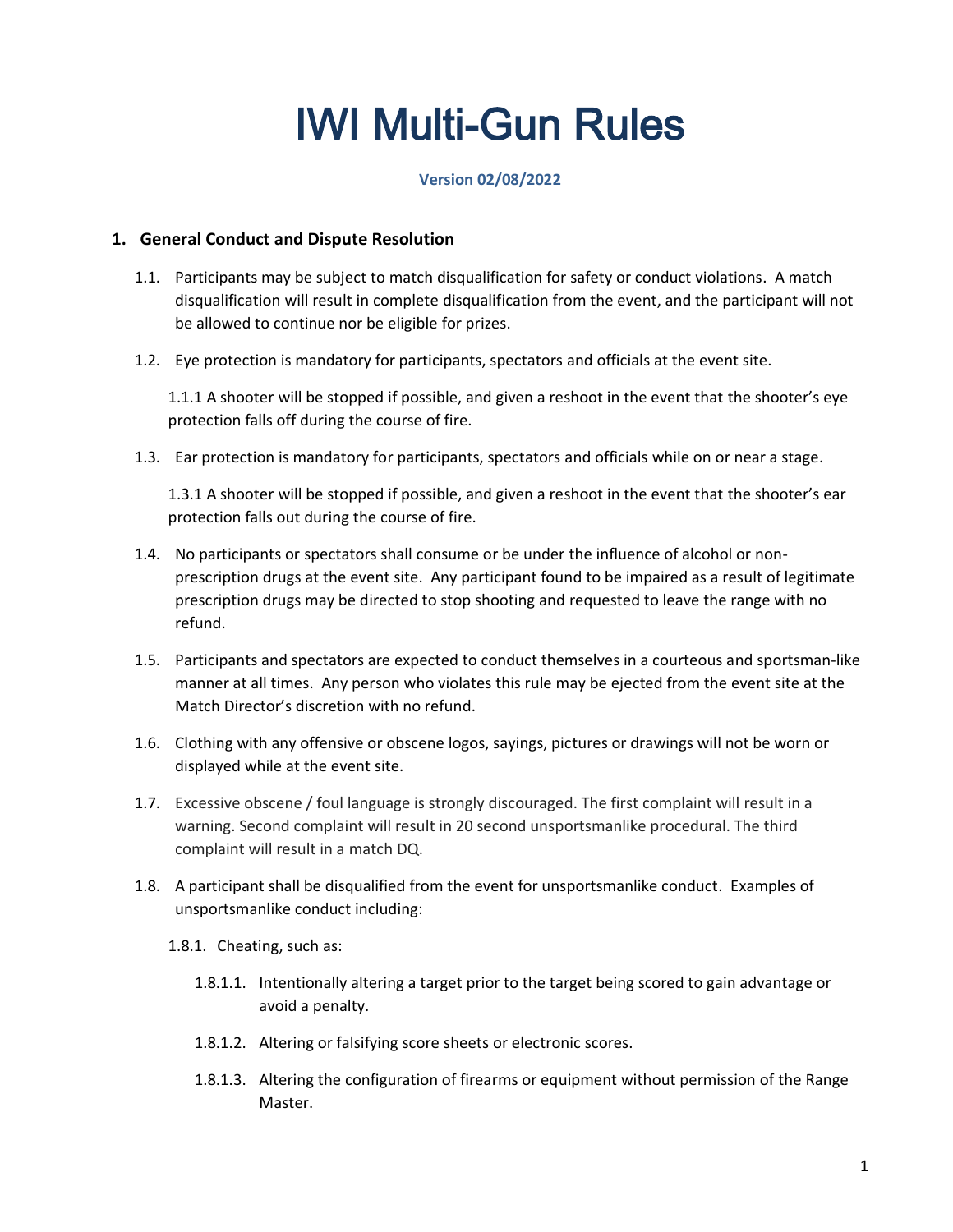# IWI Multi-Gun Rules

**Version 02/08/2022**

## 1. General Conduct and Dispute Resolution

1.1. Participants may be subject to match disqualification for safety or conduct violations. A match disqualification will result in complete disqualification from the event, and the participant will not be allowed to continue nor be eligible for prizes.

1.2. Eye protection is mandatory for participants, spectators and officials at the event site.

1.1.1 A shooter will be stopped if possible, and given a reshoot in the event that the shooter's eye protection falls off during the course of fire.

1.3. Ear protection is mandatory for participants, spectators and officials while on or near a stage.

1.3.1 A shooter will be stopped if possible, and given a reshoot in the event that the shooter's ear protection falls out during the course of fire.

1.4. No participants or spectators shall consume or be under the influence of alcohol or non-prescription drugs at the event site. Any participant found to be impaired as a result of legitimate prescription drugs may be directed to stop shooting and requested to leave the range with no refund.

1.5. Participants and spectators are expected to conduct themselves in a courteous and sportsman-like manner at all times. Any person who violates this rule may be ejected from the event site at the Match Director's discretion with no refund.

1.6. Clothing with any offensive or obscene logos, sayings, pictures or drawings will not be worn or displayed while at the event site.

1.7. Excessive obscene / foul language is strongly discouraged. The first complaint will result in a warning. Second complaint will result in 20 second unsportsmanlike procedural. The third complaint will result in a match DQ.

1.8. A participant shall be disqualified from the event for unsportsmanlike conduct. Examples of unsportsmanlike conduct including:

1.8.1. Cheating, such as:

1.8.1.1. Intentionally altering a target prior to the target being scored to gain advantage or avoid a penalty.

1.8.1.2. Altering or falsifying score sheets or electronic scores.

1.8.1.3. Altering the configuration of firearms or equipment without permission of the Range Master.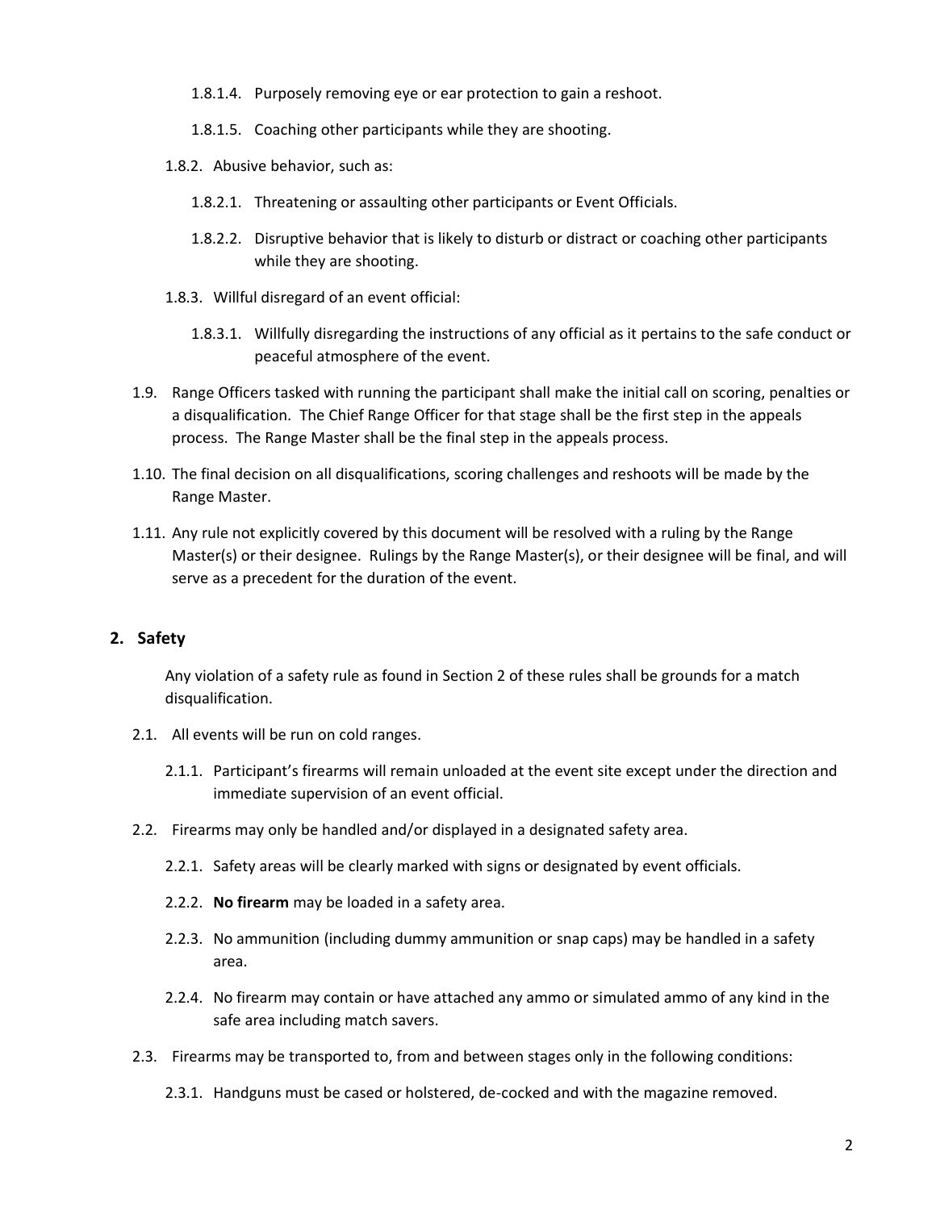1.8.1.4. Purposely removing eye or ear protection to gain a reshoot.

1.8.1.5. Coaching other participants while they are shooting.

1.8.2. Abusive behavior, such as:

1.8.2.1. Threatening or assaulting other participants or Event Officials.

1.8.2.2. Disruptive behavior that is likely to disturb or distract or coaching other participants while they are shooting.

1.8.3. Willful disregard of an event official:

1.8.3.1. Willfully disregarding the instructions of any official as it pertains to the safe conduct or peaceful atmosphere of the event.

1.9. Range Officers tasked with running the participant shall make the initial call on scoring, penalties or a disqualification. The Chief Range Officer for that stage shall be the first step in the appeals process. The Range Master shall be the final step in the appeals process.

1.10. The final decision on all disqualifications, scoring challenges and reshoots will be made by the Range Master.

1.11. Any rule not explicitly covered by this document will be resolved with a ruling by the Range Master(s) or their designee. Rulings by the Range Master(s), or their designee will be final, and will serve as a precedent for the duration of the event.

## 2. Safety

Any violation of a safety rule as found in Section 2 of these rules shall be grounds for a match disqualification.

2.1. All events will be run on cold ranges.

2.1.1. Participant's firearms will remain unloaded at the event site except under the direction and immediate supervision of an event official.

2.2. Firearms may only be handled and/or displayed in a designated safety area.

2.2.1. Safety areas will be clearly marked with signs or designated by event officials.

2.2.2. **No firearm** may be loaded in a safety area.

2.2.3. No ammunition (including dummy ammunition or snap caps) may be handled in a safety area.

2.2.4. No firearm may contain or have attached any ammo or simulated ammo of any kind in the safe area including match savers.

2.3. Firearms may be transported to, from and between stages only in the following conditions:

2.3.1. Handguns must be cased or holstered, de-cocked and with the magazine removed.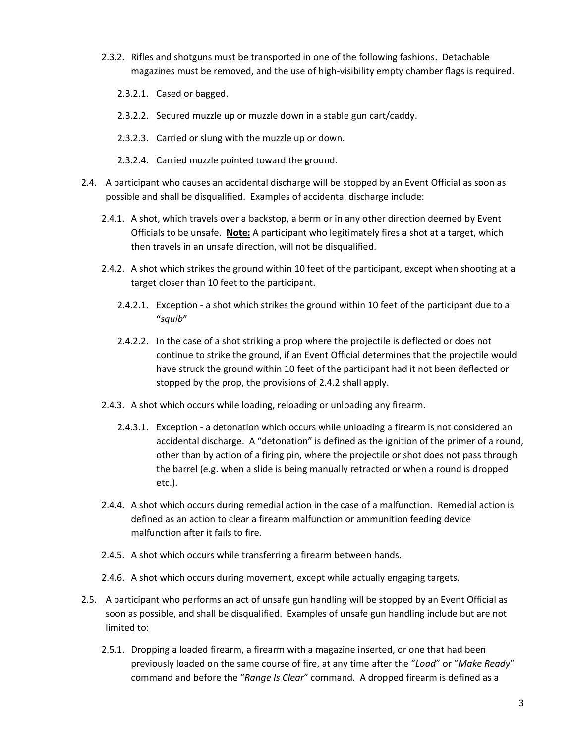2.3.2. Rifles and shotguns must be transported in one of the following fashions. Detachable magazines must be removed, and the use of high-visibility empty chamber flags is required.

2.3.2.1. Cased or bagged.

2.3.2.2. Secured muzzle up or muzzle down in a stable gun cart/caddy.

2.3.2.3. Carried or slung with the muzzle up or down.

2.3.2.4. Carried muzzle pointed toward the ground.

2.4. A participant who causes an accidental discharge will be stopped by an Event Official as soon as possible and shall be disqualified. Examples of accidental discharge include:

2.4.1. A shot, which travels over a backstop, a berm or in any other direction deemed by Event Officials to be unsafe. **Note:** A participant who legitimately fires a shot at a target, which then travels in an unsafe direction, will not be disqualified.

2.4.2. A shot which strikes the ground within 10 feet of the participant, except when shooting at a target closer than 10 feet to the participant.

2.4.2.1. Exception - a shot which strikes the ground within 10 feet of the participant due to a "*squib*"

2.4.2.2. In the case of a shot striking a prop where the projectile is deflected or does not continue to strike the ground, if an Event Official determines that the projectile would have struck the ground within 10 feet of the participant had it not been deflected or stopped by the prop, the provisions of 2.4.2 shall apply.

2.4.3. A shot which occurs while loading, reloading or unloading any firearm.

2.4.3.1. Exception - a detonation which occurs while unloading a firearm is not considered an accidental discharge. A "detonation" is defined as the ignition of the primer of a round, other than by action of a firing pin, where the projectile or shot does not pass through the barrel (e.g. when a slide is being manually retracted or when a round is dropped etc.).

2.4.4. A shot which occurs during remedial action in the case of a malfunction. Remedial action is defined as an action to clear a firearm malfunction or ammunition feeding device malfunction after it fails to fire.

2.4.5. A shot which occurs while transferring a firearm between hands.

2.4.6. A shot which occurs during movement, except while actually engaging targets.

2.5. A participant who performs an act of unsafe gun handling will be stopped by an Event Official as soon as possible, and shall be disqualified. Examples of unsafe gun handling include but are not limited to:

2.5.1. Dropping a loaded firearm, a firearm with a magazine inserted, or one that had been previously loaded on the same course of fire, at any time after the "*Load*" or "*Make Ready*" command and before the "*Range Is Clear*" command. A dropped firearm is defined as a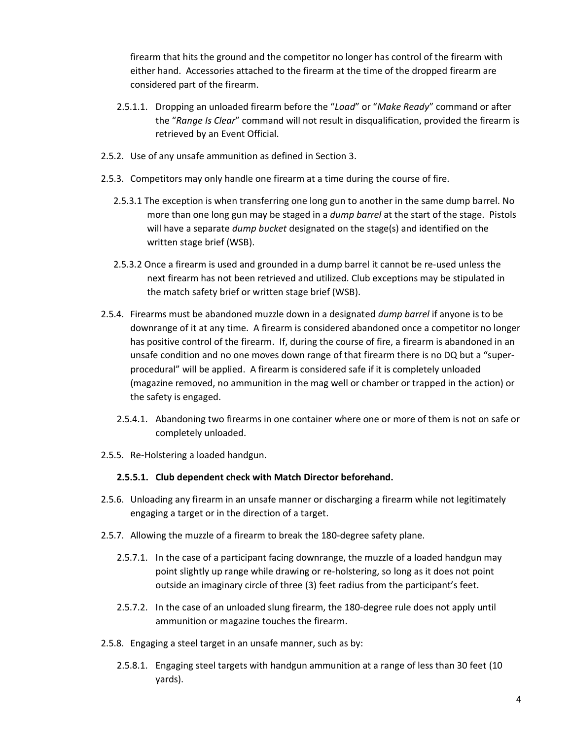firearm that hits the ground and the competitor no longer has control of the firearm with either hand. Accessories attached to the firearm at the time of the dropped firearm are considered part of the firearm.

2.5.1.1. Dropping an unloaded firearm before the "*Load*" or "*Make Ready*" command or after the "*Range Is Clear*" command will not result in disqualification, provided the firearm is retrieved by an Event Official.

2.5.2. Use of any unsafe ammunition as defined in Section 3.

2.5.3. Competitors may only handle one firearm at a time during the course of fire.

2.5.3.1 The exception is when transferring one long gun to another in the same dump barrel. No more than one long gun may be staged in a *dump barrel* at the start of the stage. Pistols will have a separate *dump bucket* designated on the stage(s) and identified on the written stage brief (WSB).

2.5.3.2 Once a firearm is used and grounded in a dump barrel it cannot be re-used unless the next firearm has not been retrieved and utilized. Club exceptions may be stipulated in the match safety brief or written stage brief (WSB).

2.5.4. Firearms must be abandoned muzzle down in a designated *dump barrel* if anyone is to be downrange of it at any time. A firearm is considered abandoned once a competitor no longer has positive control of the firearm. If, during the course of fire, a firearm is abandoned in an unsafe condition and no one moves down range of that firearm there is no DQ but a "super-procedural" will be applied. A firearm is considered safe if it is completely unloaded (magazine removed, no ammunition in the mag well or chamber or trapped in the action) or the safety is engaged.

2.5.4.1. Abandoning two firearms in one container where one or more of them is not on safe or completely unloaded.

2.5.5. Re-Holstering a loaded handgun.

**2.5.5.1. Club dependent check with Match Director beforehand.**

2.5.6. Unloading any firearm in an unsafe manner or discharging a firearm while not legitimately engaging a target or in the direction of a target.

2.5.7. Allowing the muzzle of a firearm to break the 180-degree safety plane.

2.5.7.1. In the case of a participant facing downrange, the muzzle of a loaded handgun may point slightly up range while drawing or re-holstering, so long as it does not point outside an imaginary circle of three (3) feet radius from the participant's feet.

2.5.7.2. In the case of an unloaded slung firearm, the 180-degree rule does not apply until ammunition or magazine touches the firearm.

2.5.8. Engaging a steel target in an unsafe manner, such as by:

2.5.8.1. Engaging steel targets with handgun ammunition at a range of less than 30 feet (10 yards).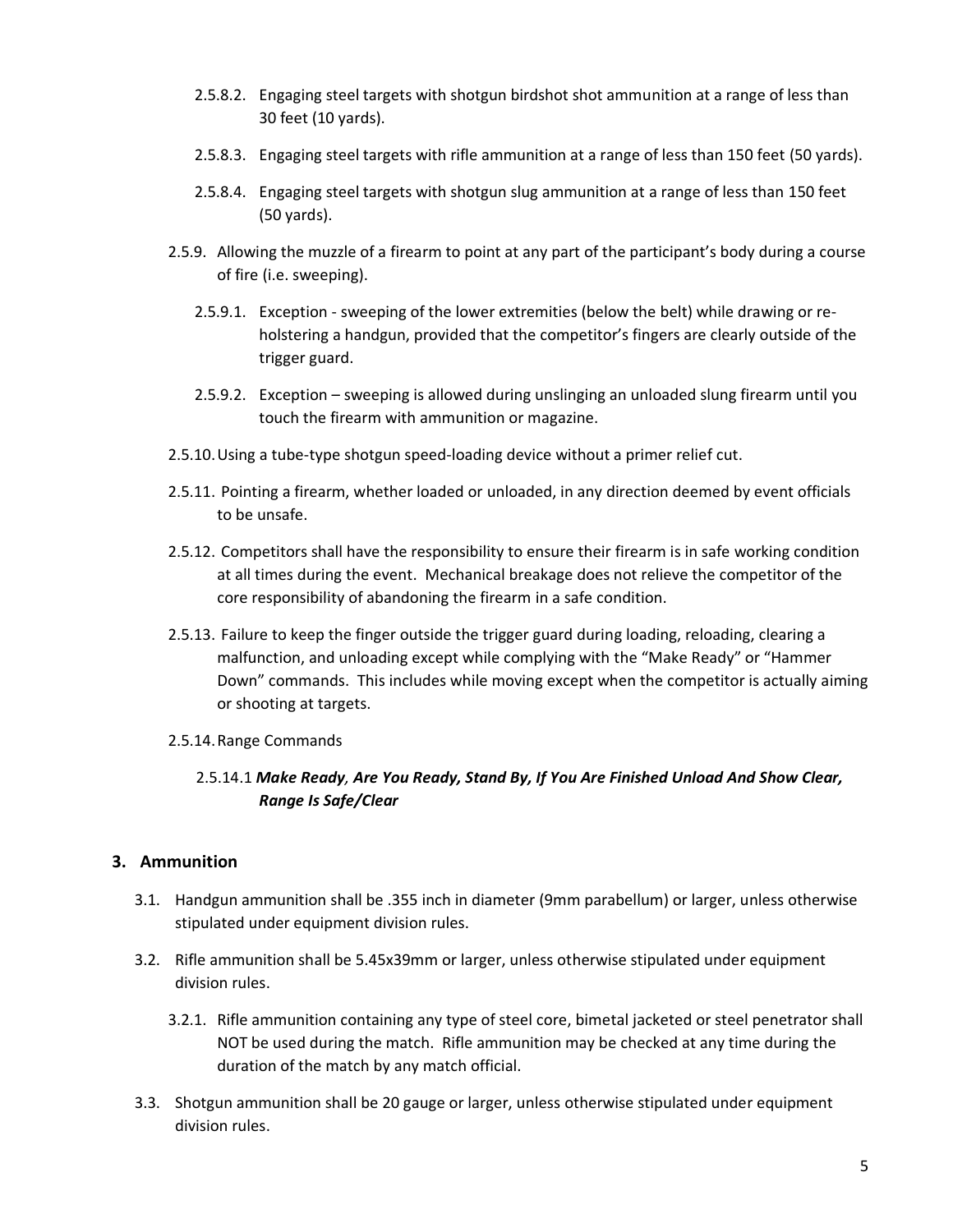2.5.8.2. Engaging steel targets with shotgun birdshot shot ammunition at a range of less than 30 feet (10 yards).

2.5.8.3. Engaging steel targets with rifle ammunition at a range of less than 150 feet (50 yards).

2.5.8.4. Engaging steel targets with shotgun slug ammunition at a range of less than 150 feet (50 yards).

2.5.9. Allowing the muzzle of a firearm to point at any part of the participant's body during a course of fire (i.e. sweeping).

2.5.9.1. Exception - sweeping of the lower extremities (below the belt) while drawing or re-holstering a handgun, provided that the competitor's fingers are clearly outside of the trigger guard.

2.5.9.2. Exception – sweeping is allowed during unslinging an unloaded slung firearm until you touch the firearm with ammunition or magazine.

2.5.10. Using a tube-type shotgun speed-loading device without a primer relief cut.

2.5.11. Pointing a firearm, whether loaded or unloaded, in any direction deemed by event officials to be unsafe.

2.5.12. Competitors shall have the responsibility to ensure their firearm is in safe working condition at all times during the event. Mechanical breakage does not relieve the competitor of the core responsibility of abandoning the firearm in a safe condition.

2.5.13. Failure to keep the finger outside the trigger guard during loading, reloading, clearing a malfunction, and unloading except while complying with the "Make Ready" or "Hammer Down" commands. This includes while moving except when the competitor is actually aiming or shooting at targets.

2.5.14. Range Commands

2.5.14.1 ***Make Ready, Are You Ready, Stand By, If You Are Finished Unload And Show Clear, Range Is Safe/Clear***

## 3. Ammunition

3.1. Handgun ammunition shall be .355 inch in diameter (9mm parabellum) or larger, unless otherwise stipulated under equipment division rules.

3.2. Rifle ammunition shall be 5.45x39mm or larger, unless otherwise stipulated under equipment division rules.

3.2.1. Rifle ammunition containing any type of steel core, bimetal jacketed or steel penetrator shall NOT be used during the match. Rifle ammunition may be checked at any time during the duration of the match by any match official.

3.3. Shotgun ammunition shall be 20 gauge or larger, unless otherwise stipulated under equipment division rules.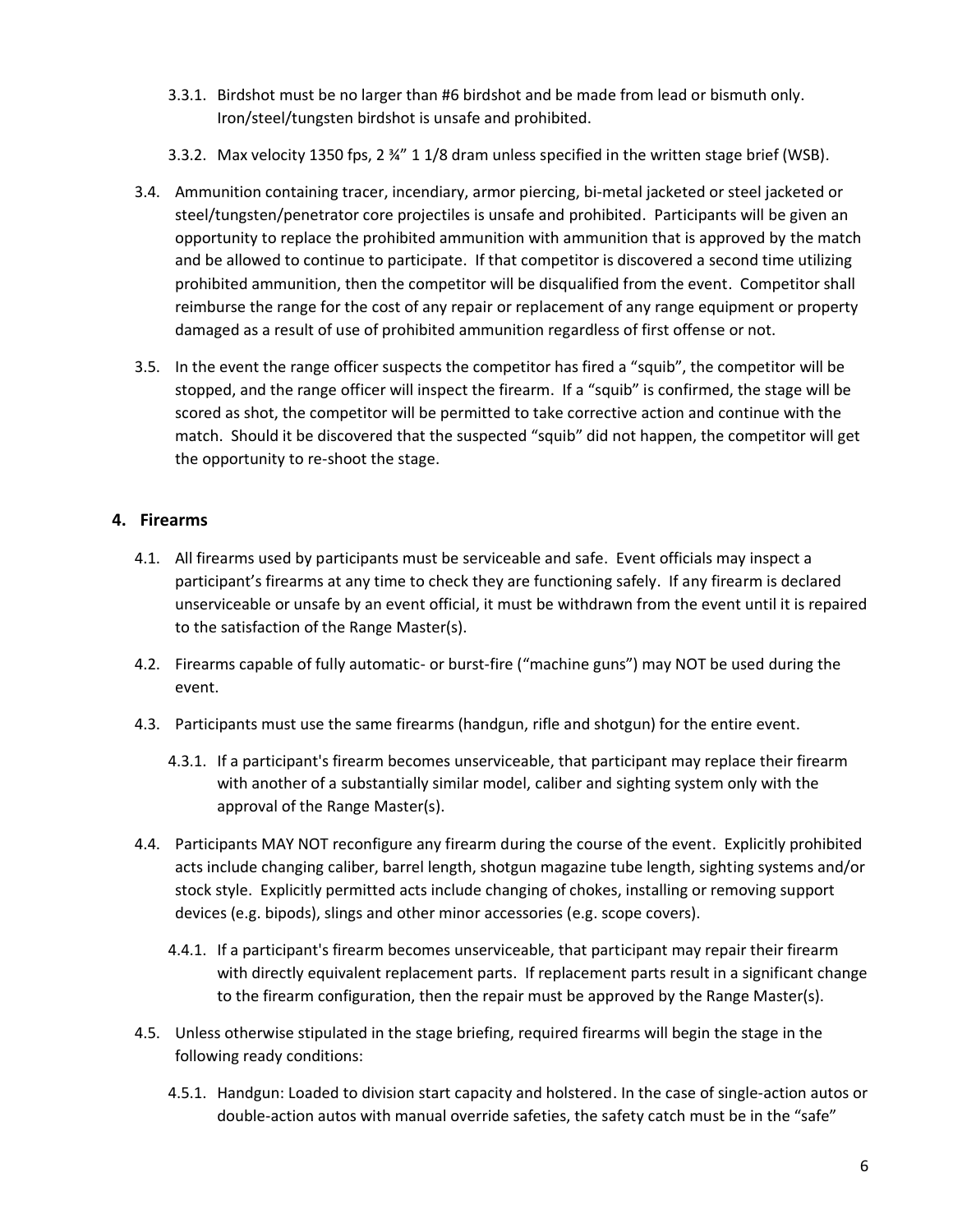3.3.1. Birdshot must be no larger than #6 birdshot and be made from lead or bismuth only. Iron/steel/tungsten birdshot is unsafe and prohibited.

3.3.2. Max velocity 1350 fps, 2 ¾" 1 1/8 dram unless specified in the written stage brief (WSB).

3.4. Ammunition containing tracer, incendiary, armor piercing, bi-metal jacketed or steel jacketed or steel/tungsten/penetrator core projectiles is unsafe and prohibited. Participants will be given an opportunity to replace the prohibited ammunition with ammunition that is approved by the match and be allowed to continue to participate. If that competitor is discovered a second time utilizing prohibited ammunition, then the competitor will be disqualified from the event. Competitor shall reimburse the range for the cost of any repair or replacement of any range equipment or property damaged as a result of use of prohibited ammunition regardless of first offense or not.

3.5. In the event the range officer suspects the competitor has fired a "squib", the competitor will be stopped, and the range officer will inspect the firearm. If a "squib" is confirmed, the stage will be scored as shot, the competitor will be permitted to take corrective action and continue with the match. Should it be discovered that the suspected "squib" did not happen, the competitor will get the opportunity to re-shoot the stage.

## 4. Firearms

4.1. All firearms used by participants must be serviceable and safe. Event officials may inspect a participant's firearms at any time to check they are functioning safely. If any firearm is declared unserviceable or unsafe by an event official, it must be withdrawn from the event until it is repaired to the satisfaction of the Range Master(s).

4.2. Firearms capable of fully automatic- or burst-fire ("machine guns") may NOT be used during the event.

4.3. Participants must use the same firearms (handgun, rifle and shotgun) for the entire event.

4.3.1. If a participant's firearm becomes unserviceable, that participant may replace their firearm with another of a substantially similar model, caliber and sighting system only with the approval of the Range Master(s).

4.4. Participants MAY NOT reconfigure any firearm during the course of the event. Explicitly prohibited acts include changing caliber, barrel length, shotgun magazine tube length, sighting systems and/or stock style. Explicitly permitted acts include changing of chokes, installing or removing support devices (e.g. bipods), slings and other minor accessories (e.g. scope covers).

4.4.1. If a participant's firearm becomes unserviceable, that participant may repair their firearm with directly equivalent replacement parts. If replacement parts result in a significant change to the firearm configuration, then the repair must be approved by the Range Master(s).

4.5. Unless otherwise stipulated in the stage briefing, required firearms will begin the stage in the following ready conditions:

4.5.1. Handgun: Loaded to division start capacity and holstered. In the case of single-action autos or double-action autos with manual override safeties, the safety catch must be in the "safe"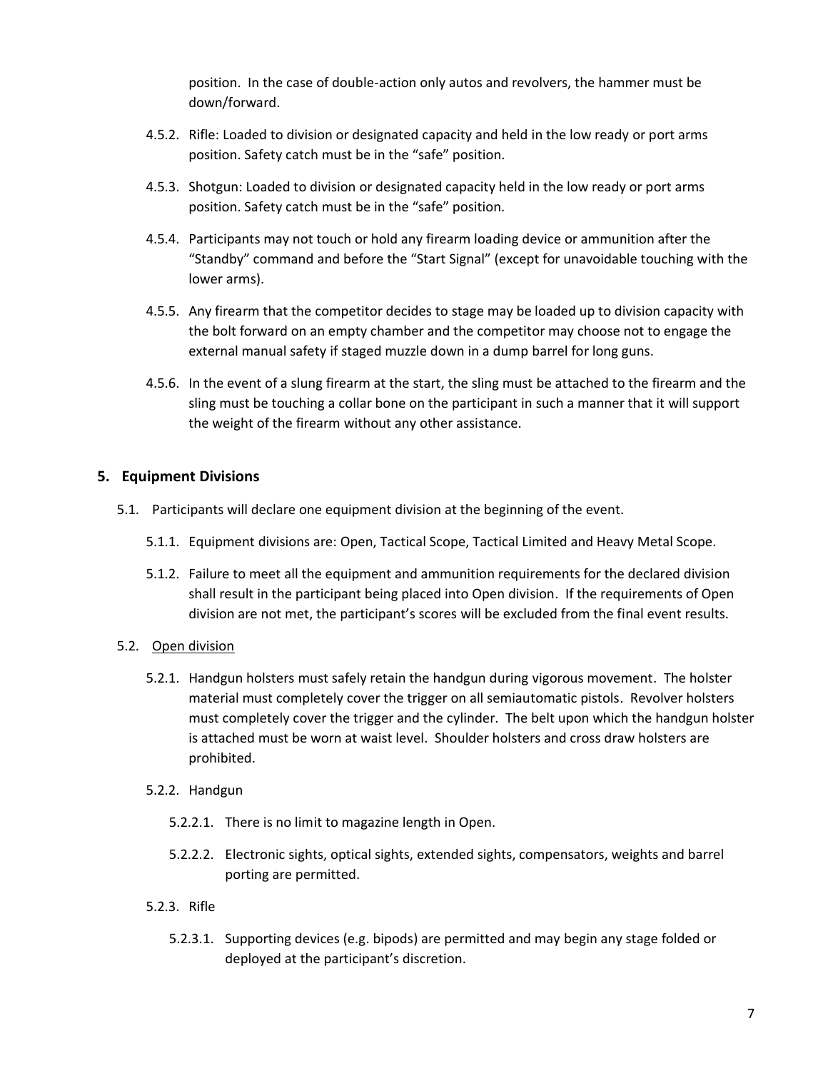position. In the case of double-action only autos and revolvers, the hammer must be down/forward.

4.5.2. Rifle: Loaded to division or designated capacity and held in the low ready or port arms position. Safety catch must be in the "safe" position.

4.5.3. Shotgun: Loaded to division or designated capacity held in the low ready or port arms position. Safety catch must be in the "safe" position.

4.5.4. Participants may not touch or hold any firearm loading device or ammunition after the "Standby" command and before the "Start Signal" (except for unavoidable touching with the lower arms).

4.5.5. Any firearm that the competitor decides to stage may be loaded up to division capacity with the bolt forward on an empty chamber and the competitor may choose not to engage the external manual safety if staged muzzle down in a dump barrel for long guns.

4.5.6. In the event of a slung firearm at the start, the sling must be attached to the firearm and the sling must be touching a collar bone on the participant in such a manner that it will support the weight of the firearm without any other assistance.

## 5. Equipment Divisions

5.1. Participants will declare one equipment division at the beginning of the event.

5.1.1. Equipment divisions are: Open, Tactical Scope, Tactical Limited and Heavy Metal Scope.

5.1.2. Failure to meet all the equipment and ammunition requirements for the declared division shall result in the participant being placed into Open division. If the requirements of Open division are not met, the participant's scores will be excluded from the final event results.

5.2. Open division

5.2.1. Handgun holsters must safely retain the handgun during vigorous movement. The holster material must completely cover the trigger on all semiautomatic pistols. Revolver holsters must completely cover the trigger and the cylinder. The belt upon which the handgun holster is attached must be worn at waist level. Shoulder holsters and cross draw holsters are prohibited.

5.2.2. Handgun

5.2.2.1. There is no limit to magazine length in Open.

5.2.2.2. Electronic sights, optical sights, extended sights, compensators, weights and barrel porting are permitted.

5.2.3. Rifle

5.2.3.1. Supporting devices (e.g. bipods) are permitted and may begin any stage folded or deployed at the participant's discretion.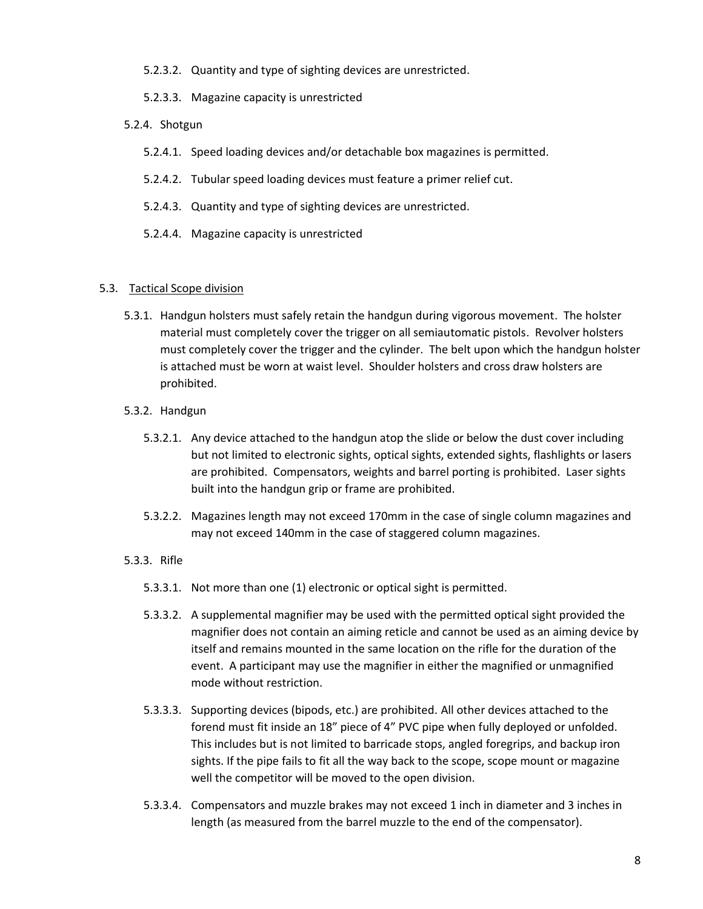5.2.3.2. Quantity and type of sighting devices are unrestricted.

5.2.3.3. Magazine capacity is unrestricted

5.2.4. Shotgun

5.2.4.1. Speed loading devices and/or detachable box magazines is permitted.

5.2.4.2. Tubular speed loading devices must feature a primer relief cut.

5.2.4.3. Quantity and type of sighting devices are unrestricted.

5.2.4.4. Magazine capacity is unrestricted

5.3. <u>Tactical Scope division</u>

5.3.1. Handgun holsters must safely retain the handgun during vigorous movement. The holster material must completely cover the trigger on all semiautomatic pistols. Revolver holsters must completely cover the trigger and the cylinder. The belt upon which the handgun holster is attached must be worn at waist level. Shoulder holsters and cross draw holsters are prohibited.

5.3.2. Handgun

5.3.2.1. Any device attached to the handgun atop the slide or below the dust cover including but not limited to electronic sights, optical sights, extended sights, flashlights or lasers are prohibited. Compensators, weights and barrel porting is prohibited. Laser sights built into the handgun grip or frame are prohibited.

5.3.2.2. Magazines length may not exceed 170mm in the case of single column magazines and may not exceed 140mm in the case of staggered column magazines.

5.3.3. Rifle

5.3.3.1. Not more than one (1) electronic or optical sight is permitted.

5.3.3.2. A supplemental magnifier may be used with the permitted optical sight provided the magnifier does not contain an aiming reticle and cannot be used as an aiming device by itself and remains mounted in the same location on the rifle for the duration of the event. A participant may use the magnifier in either the magnified or unmagnified mode without restriction.

5.3.3.3. Supporting devices (bipods, etc.) are prohibited. All other devices attached to the forend must fit inside an 18" piece of 4" PVC pipe when fully deployed or unfolded. This includes but is not limited to barricade stops, angled foregrips, and backup iron sights. If the pipe fails to fit all the way back to the scope, scope mount or magazine well the competitor will be moved to the open division.

5.3.3.4. Compensators and muzzle brakes may not exceed 1 inch in diameter and 3 inches in length (as measured from the barrel muzzle to the end of the compensator).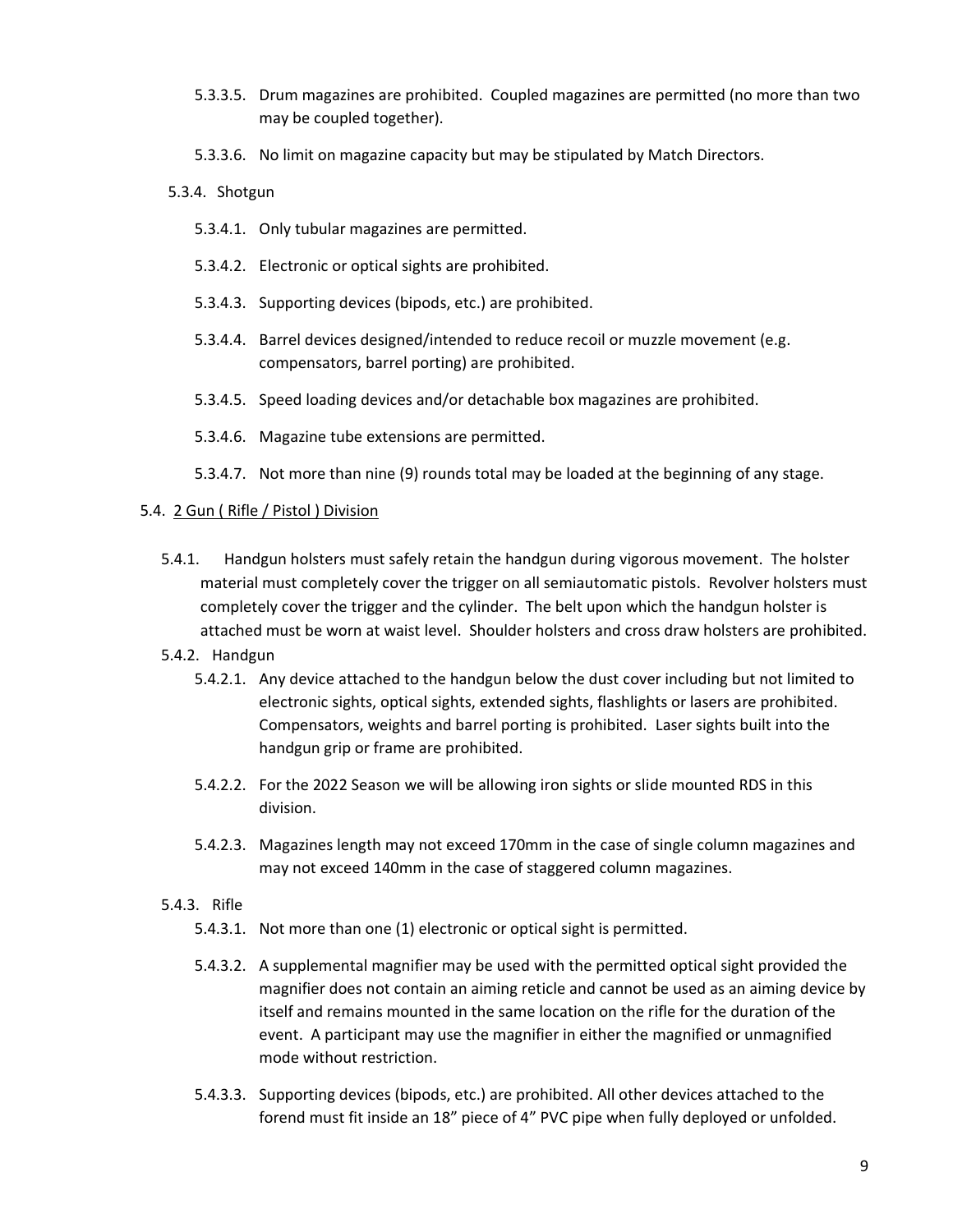5.3.3.5. Drum magazines are prohibited. Coupled magazines are permitted (no more than two may be coupled together).

5.3.3.6. No limit on magazine capacity but may be stipulated by Match Directors.

5.3.4. Shotgun

5.3.4.1. Only tubular magazines are permitted.

5.3.4.2. Electronic or optical sights are prohibited.

5.3.4.3. Supporting devices (bipods, etc.) are prohibited.

5.3.4.4. Barrel devices designed/intended to reduce recoil or muzzle movement (e.g. compensators, barrel porting) are prohibited.

5.3.4.5. Speed loading devices and/or detachable box magazines are prohibited.

5.3.4.6. Magazine tube extensions are permitted.

5.3.4.7. Not more than nine (9) rounds total may be loaded at the beginning of any stage.

5.4. <u>2 Gun ( Rifle / Pistol ) Division</u>

5.4.1. Handgun holsters must safely retain the handgun during vigorous movement. The holster material must completely cover the trigger on all semiautomatic pistols. Revolver holsters must completely cover the trigger and the cylinder. The belt upon which the handgun holster is attached must be worn at waist level. Shoulder holsters and cross draw holsters are prohibited.

5.4.2. Handgun

5.4.2.1. Any device attached to the handgun below the dust cover including but not limited to electronic sights, optical sights, extended sights, flashlights or lasers are prohibited. Compensators, weights and barrel porting is prohibited. Laser sights built into the handgun grip or frame are prohibited.

5.4.2.2. For the 2022 Season we will be allowing iron sights or slide mounted RDS in this division.

5.4.2.3. Magazines length may not exceed 170mm in the case of single column magazines and may not exceed 140mm in the case of staggered column magazines.

5.4.3. Rifle

5.4.3.1. Not more than one (1) electronic or optical sight is permitted.

5.4.3.2. A supplemental magnifier may be used with the permitted optical sight provided the magnifier does not contain an aiming reticle and cannot be used as an aiming device by itself and remains mounted in the same location on the rifle for the duration of the event. A participant may use the magnifier in either the magnified or unmagnified mode without restriction.

5.4.3.3. Supporting devices (bipods, etc.) are prohibited. All other devices attached to the forend must fit inside an 18" piece of 4" PVC pipe when fully deployed or unfolded.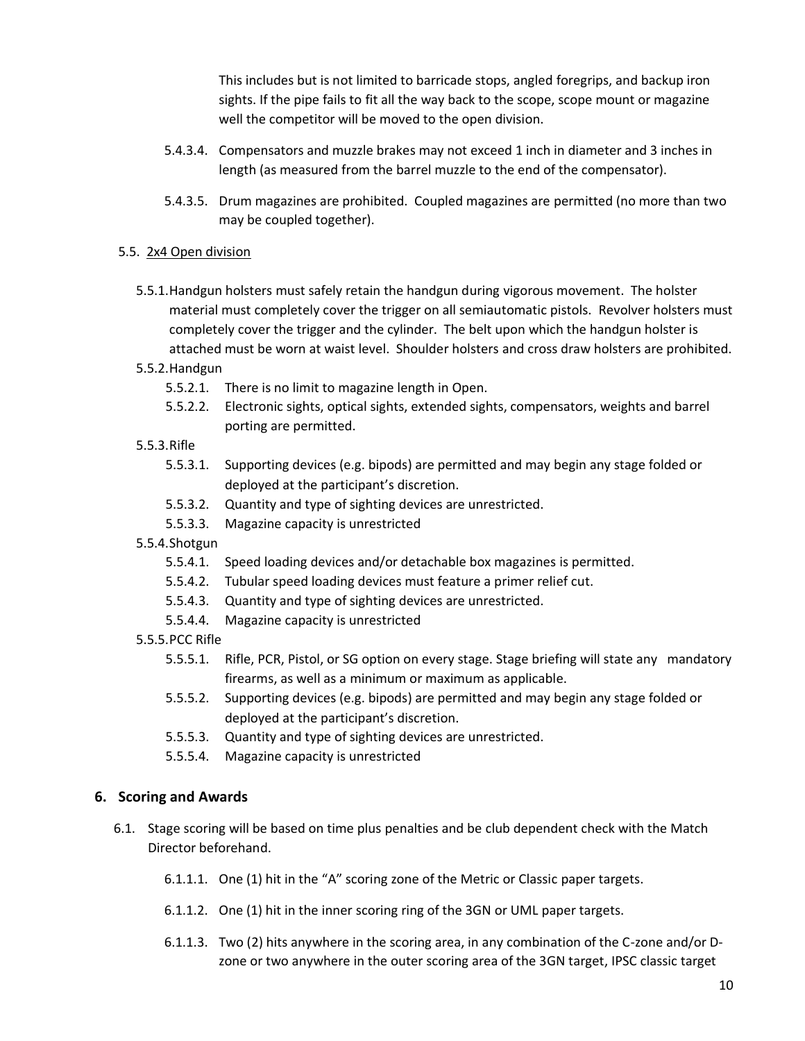This includes but is not limited to barricade stops, angled foregrips, and backup iron sights. If the pipe fails to fit all the way back to the scope, scope mount or magazine well the competitor will be moved to the open division.

5.4.3.4. Compensators and muzzle brakes may not exceed 1 inch in diameter and 3 inches in length (as measured from the barrel muzzle to the end of the compensator).

5.4.3.5. Drum magazines are prohibited. Coupled magazines are permitted (no more than two may be coupled together).

5.5. 2x4 Open division

5.5.1. Handgun holsters must safely retain the handgun during vigorous movement. The holster material must completely cover the trigger on all semiautomatic pistols. Revolver holsters must completely cover the trigger and the cylinder. The belt upon which the handgun holster is attached must be worn at waist level. Shoulder holsters and cross draw holsters are prohibited.

5.5.2. Handgun

5.5.2.1. There is no limit to magazine length in Open.

5.5.2.2. Electronic sights, optical sights, extended sights, compensators, weights and barrel porting are permitted.

5.5.3. Rifle

5.5.3.1. Supporting devices (e.g. bipods) are permitted and may begin any stage folded or deployed at the participant's discretion.

5.5.3.2. Quantity and type of sighting devices are unrestricted.

5.5.3.3. Magazine capacity is unrestricted

5.5.4. Shotgun

5.5.4.1. Speed loading devices and/or detachable box magazines is permitted.

5.5.4.2. Tubular speed loading devices must feature a primer relief cut.

5.5.4.3. Quantity and type of sighting devices are unrestricted.

5.5.4.4. Magazine capacity is unrestricted

5.5.5. PCC Rifle

5.5.5.1. Rifle, PCR, Pistol, or SG option on every stage. Stage briefing will state any mandatory firearms, as well as a minimum or maximum as applicable.

5.5.5.2. Supporting devices (e.g. bipods) are permitted and may begin any stage folded or deployed at the participant's discretion.

5.5.5.3. Quantity and type of sighting devices are unrestricted.

5.5.5.4. Magazine capacity is unrestricted

## 6. Scoring and Awards

6.1. Stage scoring will be based on time plus penalties and be club dependent check with the Match Director beforehand.

6.1.1.1. One (1) hit in the "A" scoring zone of the Metric or Classic paper targets.

6.1.1.2. One (1) hit in the inner scoring ring of the 3GN or UML paper targets.

6.1.1.3. Two (2) hits anywhere in the scoring area, in any combination of the C-zone and/or D-zone or two anywhere in the outer scoring area of the 3GN target, IPSC classic target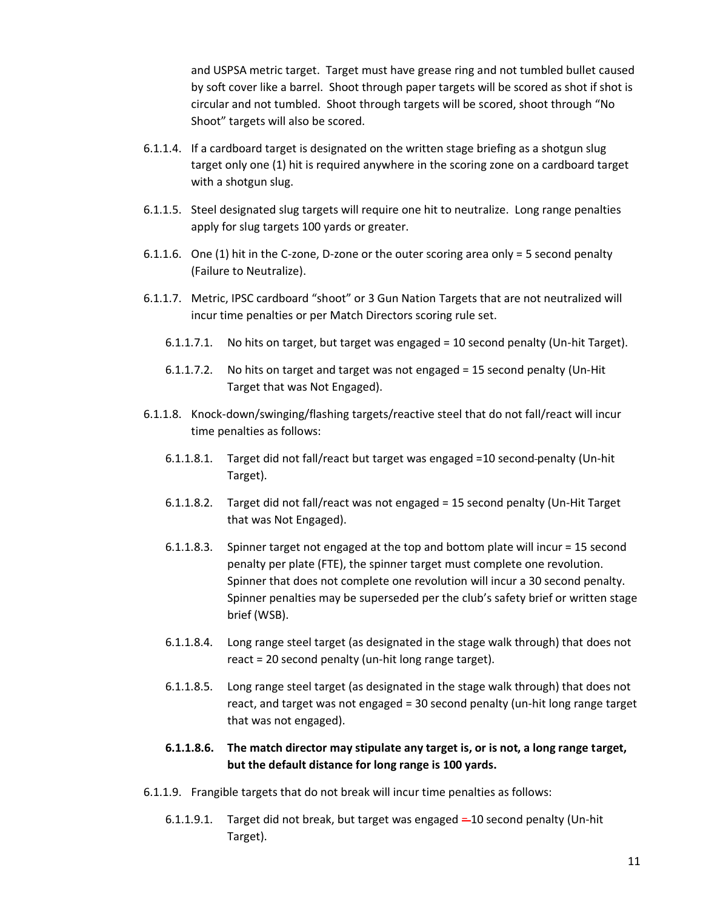and USPSA metric target. Target must have grease ring and not tumbled bullet caused by soft cover like a barrel. Shoot through paper targets will be scored as shot if shot is circular and not tumbled. Shoot through targets will be scored, shoot through "No Shoot" targets will also be scored.

6.1.1.4. If a cardboard target is designated on the written stage briefing as a shotgun slug target only one (1) hit is required anywhere in the scoring zone on a cardboard target with a shotgun slug.

6.1.1.5. Steel designated slug targets will require one hit to neutralize. Long range penalties apply for slug targets 100 yards or greater.

6.1.1.6. One (1) hit in the C-zone, D-zone or the outer scoring area only = 5 second penalty (Failure to Neutralize).

6.1.1.7. Metric, IPSC cardboard "shoot" or 3 Gun Nation Targets that are not neutralized will incur time penalties or per Match Directors scoring rule set.

6.1.1.7.1. No hits on target, but target was engaged = 10 second penalty (Un-hit Target).

6.1.1.7.2. No hits on target and target was not engaged = 15 second penalty (Un-Hit Target that was Not Engaged).

6.1.1.8. Knock-down/swinging/flashing targets/reactive steel that do not fall/react will incur time penalties as follows:

6.1.1.8.1. Target did not fall/react but target was engaged =10 second penalty (Un-hit Target).

6.1.1.8.2. Target did not fall/react was not engaged = 15 second penalty (Un-Hit Target that was Not Engaged).

6.1.1.8.3. Spinner target not engaged at the top and bottom plate will incur = 15 second penalty per plate (FTE), the spinner target must complete one revolution. Spinner that does not complete one revolution will incur a 30 second penalty. Spinner penalties may be superseded per the club's safety brief or written stage brief (WSB).

6.1.1.8.4. Long range steel target (as designated in the stage walk through) that does not react = 20 second penalty (un-hit long range target).

6.1.1.8.5. Long range steel target (as designated in the stage walk through) that does not react, and target was not engaged = 30 second penalty (un-hit long range target that was not engaged).

**6.1.1.8.6. The match director may stipulate any target is, or is not, a long range target, but the default distance for long range is 100 yards.**

6.1.1.9. Frangible targets that do not break will incur time penalties as follows:

6.1.1.9.1. Target did not break, but target was engaged = 10 second penalty (Un-hit Target).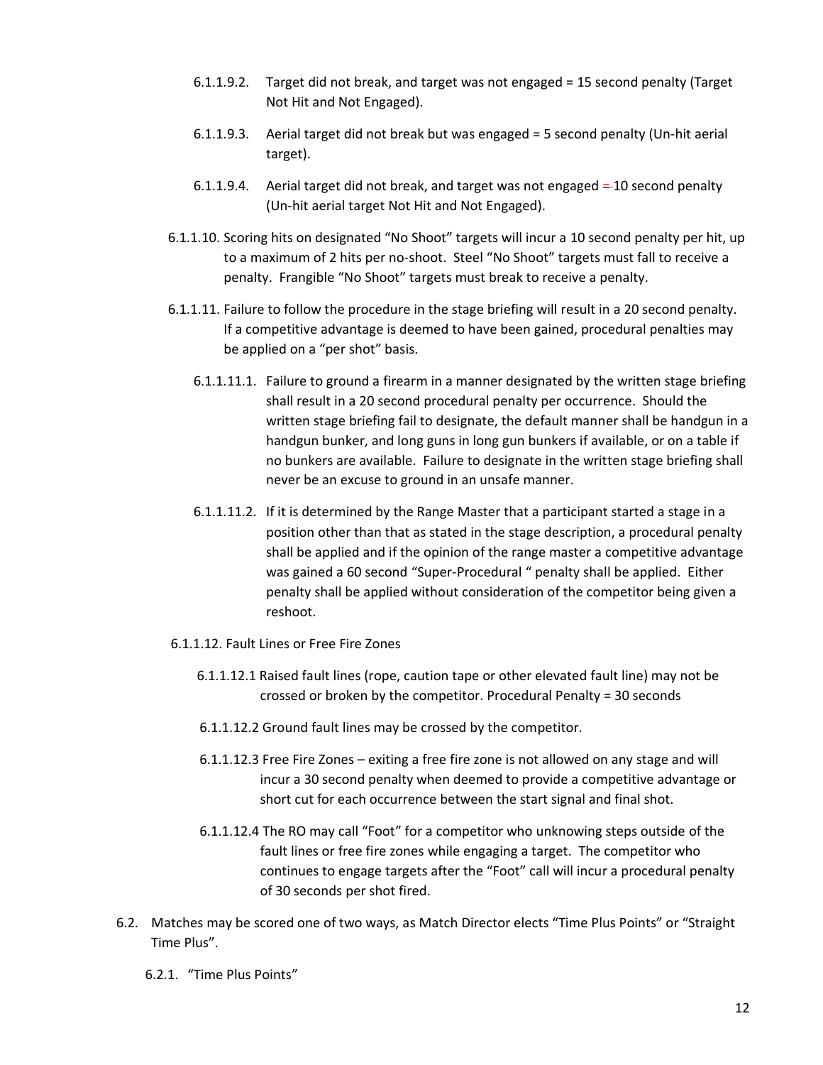6.1.1.9.2. Target did not break, and target was not engaged = 15 second penalty (Target Not Hit and Not Engaged).

6.1.1.9.3. Aerial target did not break but was engaged = 5 second penalty (Un-hit aerial target).

6.1.1.9.4. Aerial target did not break, and target was not engaged = 10 second penalty (Un-hit aerial target Not Hit and Not Engaged).

6.1.1.10. Scoring hits on designated "No Shoot" targets will incur a 10 second penalty per hit, up to a maximum of 2 hits per no-shoot. Steel "No Shoot" targets must fall to receive a penalty. Frangible "No Shoot" targets must break to receive a penalty.

6.1.1.11. Failure to follow the procedure in the stage briefing will result in a 20 second penalty. If a competitive advantage is deemed to have been gained, procedural penalties may be applied on a "per shot" basis.

6.1.1.11.1. Failure to ground a firearm in a manner designated by the written stage briefing shall result in a 20 second procedural penalty per occurrence. Should the written stage briefing fail to designate, the default manner shall be handgun in a handgun bunker, and long guns in long gun bunkers if available, or on a table if no bunkers are available. Failure to designate in the written stage briefing shall never be an excuse to ground in an unsafe manner.

6.1.1.11.2. If it is determined by the Range Master that a participant started a stage in a position other than that as stated in the stage description, a procedural penalty shall be applied and if the opinion of the range master a competitive advantage was gained a 60 second "Super-Procedural " penalty shall be applied. Either penalty shall be applied without consideration of the competitor being given a reshoot.

6.1.1.12. Fault Lines or Free Fire Zones

6.1.1.12.1 Raised fault lines (rope, caution tape or other elevated fault line) may not be crossed or broken by the competitor. Procedural Penalty = 30 seconds

6.1.1.12.2 Ground fault lines may be crossed by the competitor.

6.1.1.12.3 Free Fire Zones – exiting a free fire zone is not allowed on any stage and will incur a 30 second penalty when deemed to provide a competitive advantage or short cut for each occurrence between the start signal and final shot.

6.1.1.12.4 The RO may call "Foot" for a competitor who unknowing steps outside of the fault lines or free fire zones while engaging a target. The competitor who continues to engage targets after the "Foot" call will incur a procedural penalty of 30 seconds per shot fired.

6.2. Matches may be scored one of two ways, as Match Director elects "Time Plus Points" or "Straight Time Plus".

6.2.1. "Time Plus Points"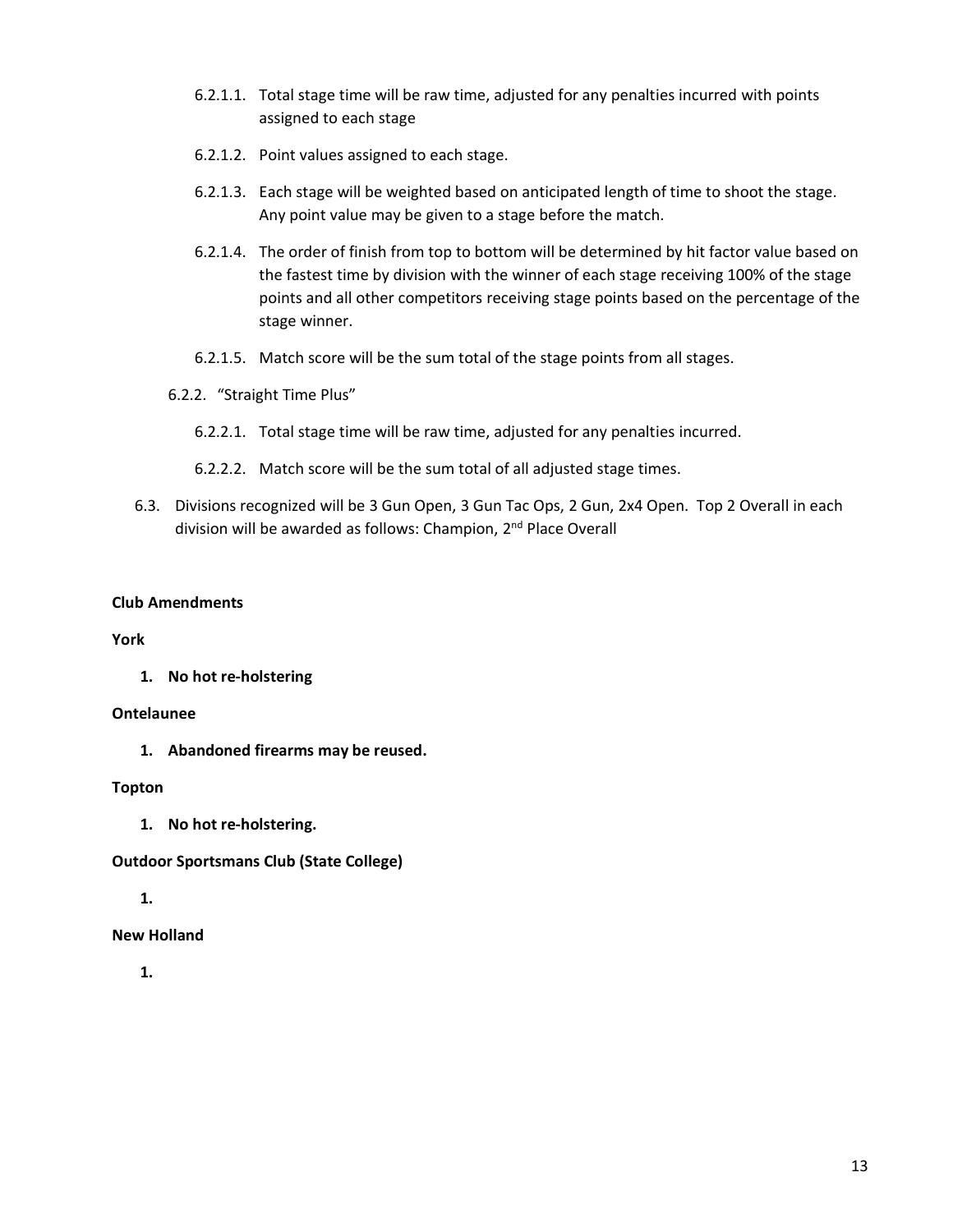6.2.1.1. Total stage time will be raw time, adjusted for any penalties incurred with points assigned to each stage

6.2.1.2. Point values assigned to each stage.

6.2.1.3. Each stage will be weighted based on anticipated length of time to shoot the stage. Any point value may be given to a stage before the match.

6.2.1.4. The order of finish from top to bottom will be determined by hit factor value based on the fastest time by division with the winner of each stage receiving 100% of the stage points and all other competitors receiving stage points based on the percentage of the stage winner.

6.2.1.5. Match score will be the sum total of the stage points from all stages.

6.2.2. "Straight Time Plus"

6.2.2.1. Total stage time will be raw time, adjusted for any penalties incurred.

6.2.2.2. Match score will be the sum total of all adjusted stage times.

6.3. Divisions recognized will be 3 Gun Open, 3 Gun Tac Ops, 2 Gun, 2x4 Open. Top 2 Overall in each division will be awarded as follows: Champion, 2nd Place Overall

**Club Amendments**

**York**

1. **No hot re-holstering**

**Ontelaunee**

1. **Abandoned firearms may be reused.**

**Topton**

1. **No hot re-holstering.**

**Outdoor Sportsmans Club (State College)**

1.

**New Holland**

1.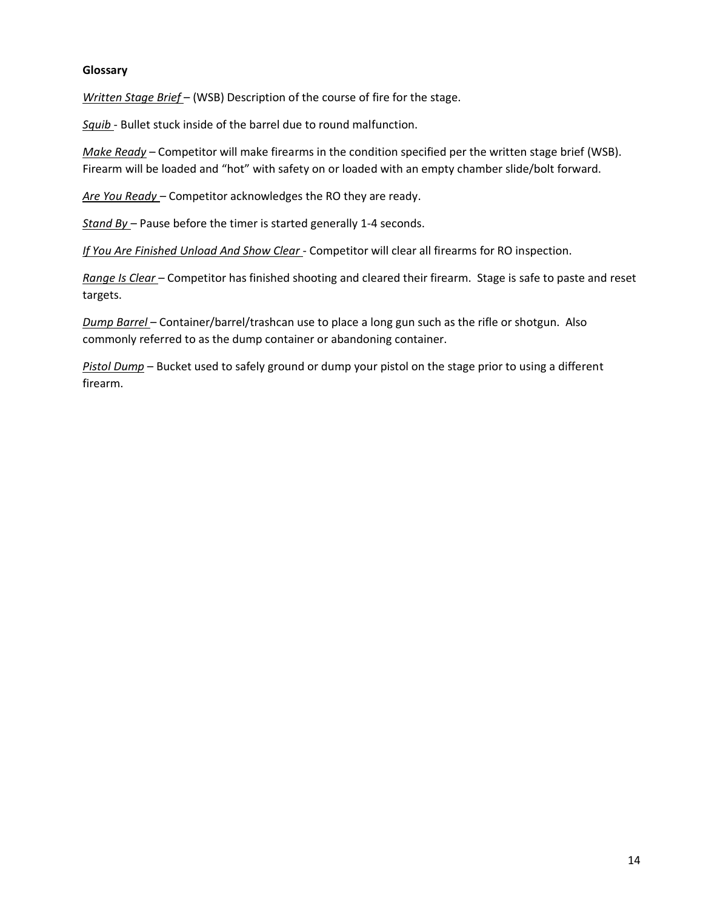**Glossary**

*Written Stage Brief* – (WSB) Description of the course of fire for the stage.

*Squib* - Bullet stuck inside of the barrel due to round malfunction.

*Make Ready* – Competitor will make firearms in the condition specified per the written stage brief (WSB). Firearm will be loaded and “hot” with safety on or loaded with an empty chamber slide/bolt forward.

*Are You Ready* – Competitor acknowledges the RO they are ready.

*Stand By* – Pause before the timer is started generally 1-4 seconds.

*If You Are Finished Unload And Show Clear* - Competitor will clear all firearms for RO inspection.

*Range Is Clear* – Competitor has finished shooting and cleared their firearm. Stage is safe to paste and reset targets.

*Dump Barrel* – Container/barrel/trashcan use to place a long gun such as the rifle or shotgun. Also commonly referred to as the dump container or abandoning container.

*Pistol Dump* – Bucket used to safely ground or dump your pistol on the stage prior to using a different firearm.